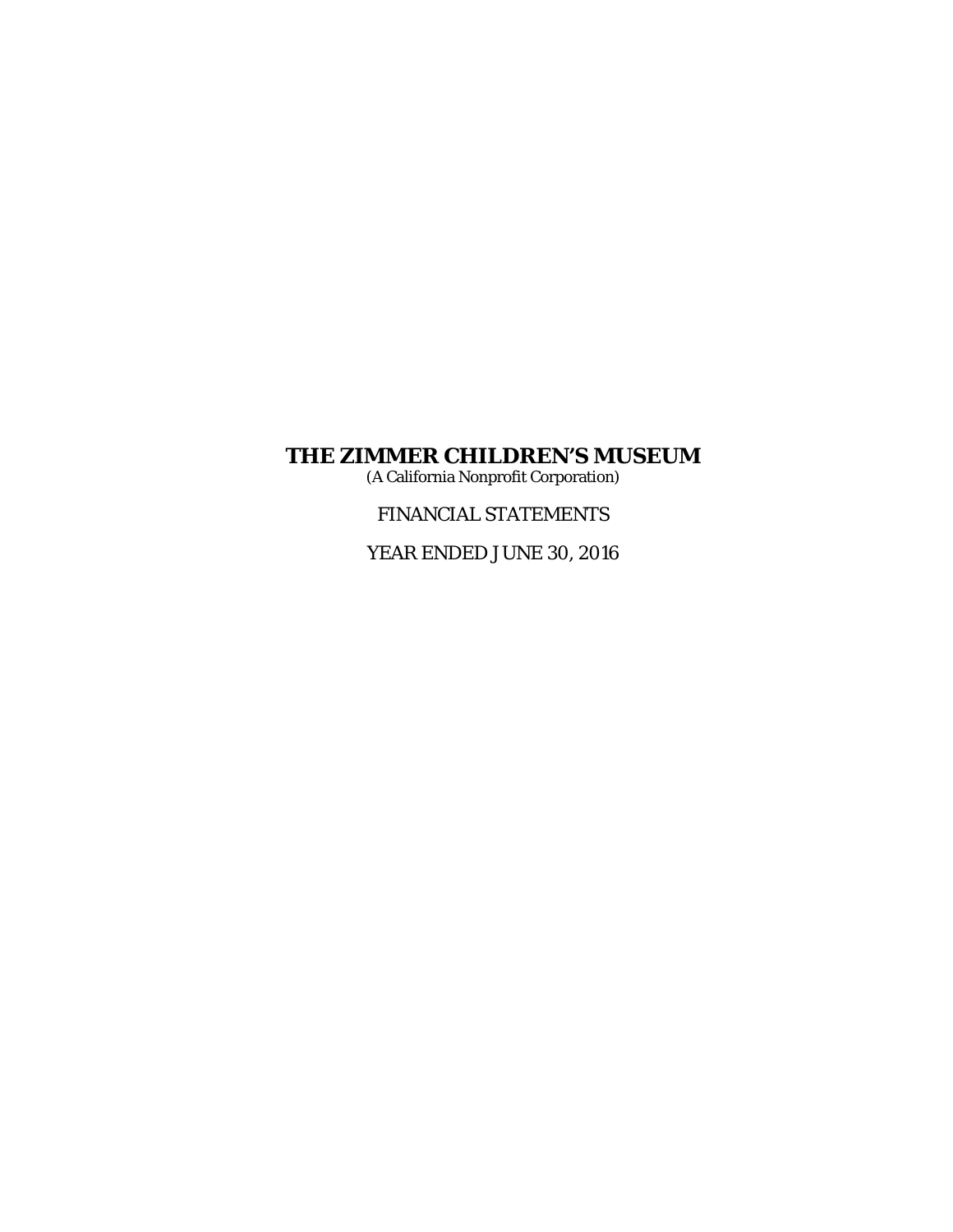# THE ZIMMER CHILDREN'S MUSEUM

(A California Nonprofit Corporation)

FINANCIAL STATEMENTS

YEAR ENDED JUNE 30, 2016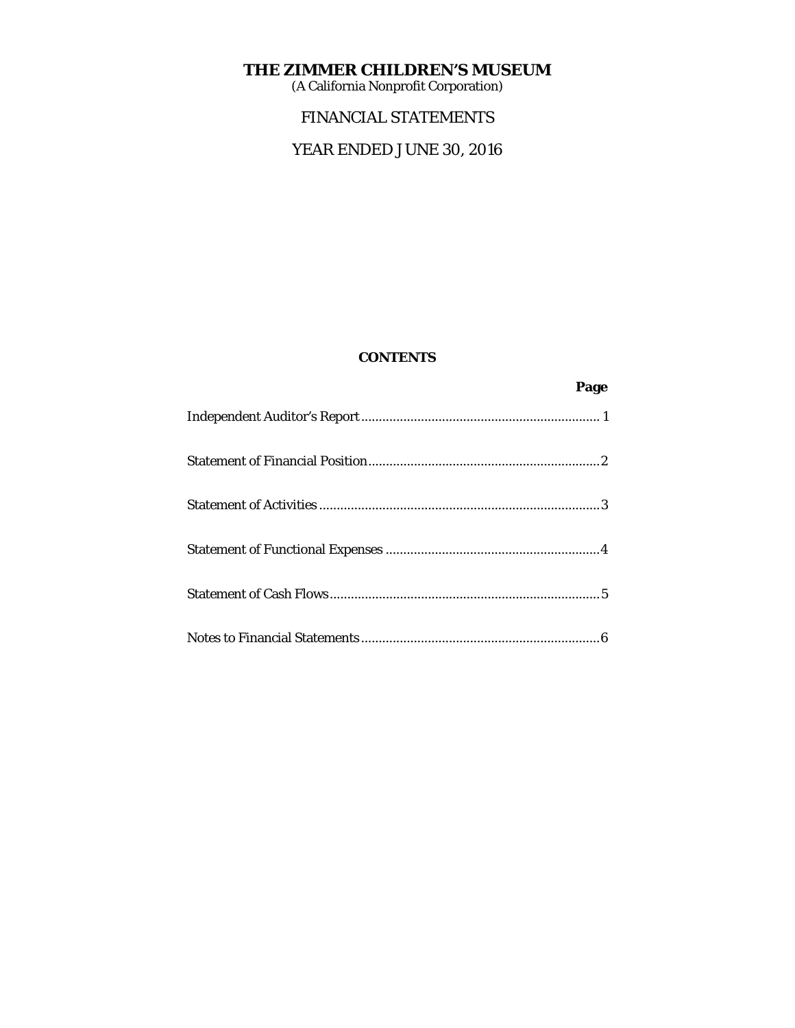# THE ZIMMER CHILDREN'S MUSEUM

(A California Nonprofit Corporation)

## FINANCIAL STATEMENTS

## YEAR ENDED JUNE 30, 2016

### CONTENTS

| | Page |
|---|---|
| Independent Auditor's Report | 1 |
| Statement of Financial Position | 2 |
| Statement of Activities | 3 |
| Statement of Functional Expenses | 4 |
| Statement of Cash Flows | 5 |
| Notes to Financial Statements | 6 |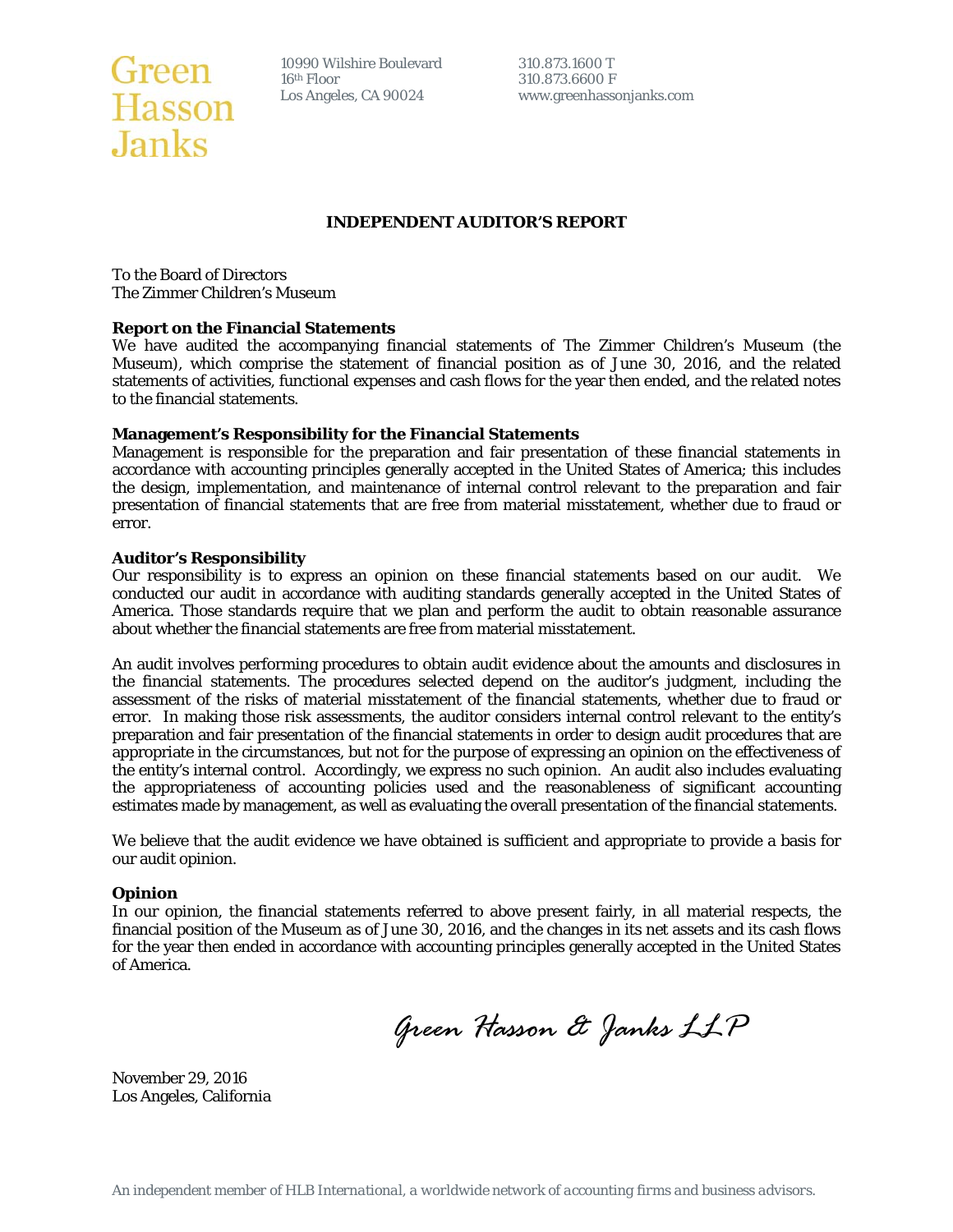Green Hasson Janks

10990 Wilshire Boulevard
16th Floor
Los Angeles, CA 90024

310.873.1600 T
310.873.6600 F
www.greenhassonjanks.com

# INDEPENDENT AUDITOR'S REPORT

To the Board of Directors
The Zimmer Children's Museum

**Report on the Financial Statements**
We have audited the accompanying financial statements of The Zimmer Children's Museum (the Museum), which comprise the statement of financial position as of June 30, 2016, and the related statements of activities, functional expenses and cash flows for the year then ended, and the related notes to the financial statements.

**Management's Responsibility for the Financial Statements**
Management is responsible for the preparation and fair presentation of these financial statements in accordance with accounting principles generally accepted in the United States of America; this includes the design, implementation, and maintenance of internal control relevant to the preparation and fair presentation of financial statements that are free from material misstatement, whether due to fraud or error.

**Auditor's Responsibility**
Our responsibility is to express an opinion on these financial statements based on our audit. We conducted our audit in accordance with auditing standards generally accepted in the United States of America. Those standards require that we plan and perform the audit to obtain reasonable assurance about whether the financial statements are free from material misstatement.

An audit involves performing procedures to obtain audit evidence about the amounts and disclosures in the financial statements. The procedures selected depend on the auditor's judgment, including the assessment of the risks of material misstatement of the financial statements, whether due to fraud or error. In making those risk assessments, the auditor considers internal control relevant to the entity's preparation and fair presentation of the financial statements in order to design audit procedures that are appropriate in the circumstances, but not for the purpose of expressing an opinion on the effectiveness of the entity's internal control. Accordingly, we express no such opinion. An audit also includes evaluating the appropriateness of accounting policies used and the reasonableness of significant accounting estimates made by management, as well as evaluating the overall presentation of the financial statements.

We believe that the audit evidence we have obtained is sufficient and appropriate to provide a basis for our audit opinion.

**Opinion**
In our opinion, the financial statements referred to above present fairly, in all material respects, the financial position of the Museum as of June 30, 2016, and the changes in its net assets and its cash flows for the year then ended in accordance with accounting principles generally accepted in the United States of America.

*Green Hasson & Janks LLP*

November 29, 2016
Los Angeles, California

*An independent member of HLB International, a worldwide network of accounting firms and business advisors.*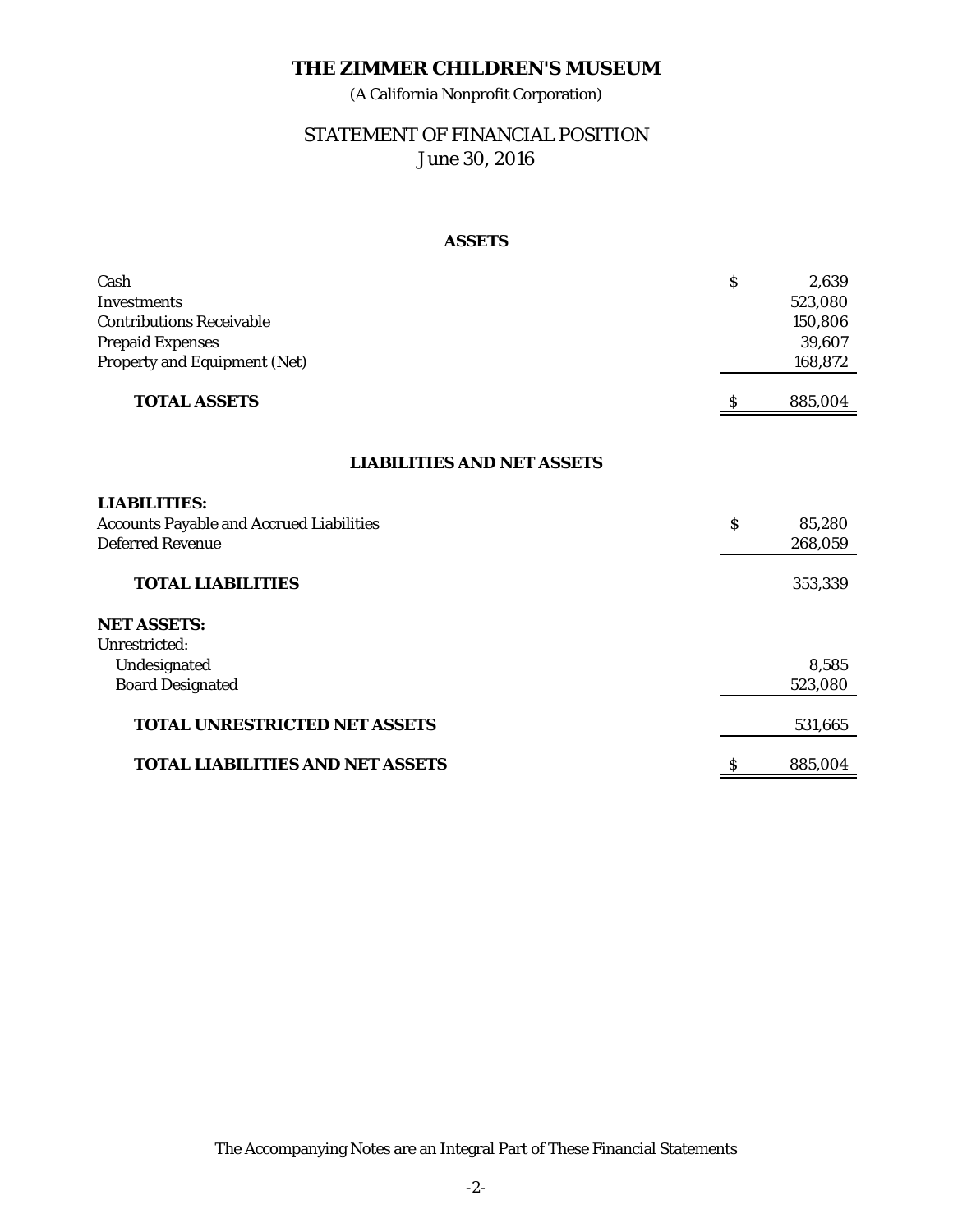# THE ZIMMER CHILDREN'S MUSEUM

(A California Nonprofit Corporation)

## STATEMENT OF FINANCIAL POSITION

June 30, 2016

### ASSETS

| | | |
|---|---|---|
| Cash | $ | 2,639 |
| Investments | | 523,080 |
| Contributions Receivable | | 150,806 |
| Prepaid Expenses | | 39,607 |
| Property and Equipment (Net) | | 168,872 |
| **TOTAL ASSETS** | $ | 885,004 |

### LIABILITIES AND NET ASSETS

| | | |
|---|---|---|
| **LIABILITIES:** | | |
| Accounts Payable and Accrued Liabilities | $ | 85,280 |
| Deferred Revenue | | 268,059 |
| **TOTAL LIABILITIES** | | 353,339 |
| **NET ASSETS:** | | |
| Unrestricted: | | |
| Undesignated | | 8,585 |
| Board Designated | | 523,080 |
| **TOTAL UNRESTRICTED NET ASSETS** | | 531,665 |
| **TOTAL LIABILITIES AND NET ASSETS** | $ | 885,004 |

The Accompanying Notes are an Integral Part of These Financial Statements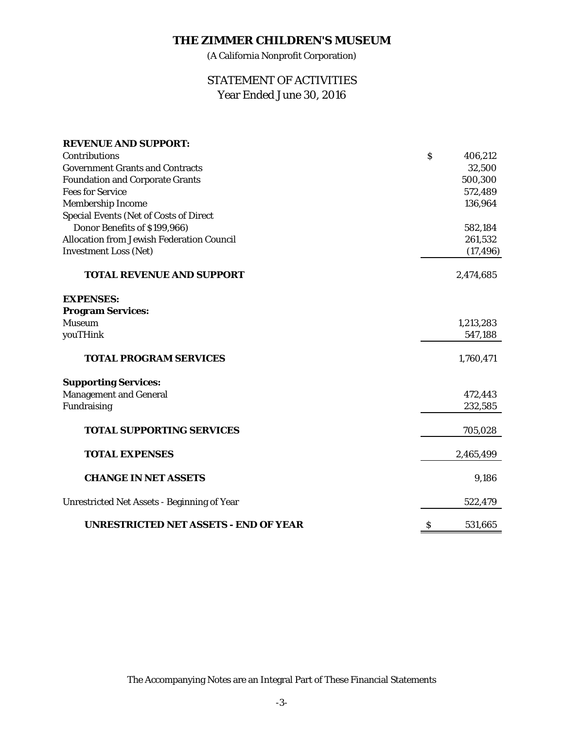# THE ZIMMER CHILDREN'S MUSEUM

(A California Nonprofit Corporation)

## STATEMENT OF ACTIVITIES
Year Ended June 30, 2016

| | |
|---|---|
| **REVENUE AND SUPPORT:** | |
| Contributions | $ 406,212 |
| Government Grants and Contracts | 32,500 |
| Foundation and Corporate Grants | 500,300 |
| Fees for Service | 572,489 |
| Membership Income | 136,964 |
| Special Events (Net of Costs of Direct Donor Benefits of $199,966) | 582,184 |
| Allocation from Jewish Federation Council | 261,532 |
| Investment Loss (Net) | (17,496) |
| **TOTAL REVENUE AND SUPPORT** | 2,474,685 |
| **EXPENSES:** | |
| **Program Services:** | |
| Museum | 1,213,283 |
| youTHink | 547,188 |
| **TOTAL PROGRAM SERVICES** | 1,760,471 |
| **Supporting Services:** | |
| Management and General | 472,443 |
| Fundraising | 232,585 |
| **TOTAL SUPPORTING SERVICES** | 705,028 |
| **TOTAL EXPENSES** | 2,465,499 |
| **CHANGE IN NET ASSETS** | 9,186 |
| Unrestricted Net Assets - Beginning of Year | 522,479 |
| **UNRESTRICTED NET ASSETS - END OF YEAR** | $ 531,665 |

The Accompanying Notes are an Integral Part of These Financial Statements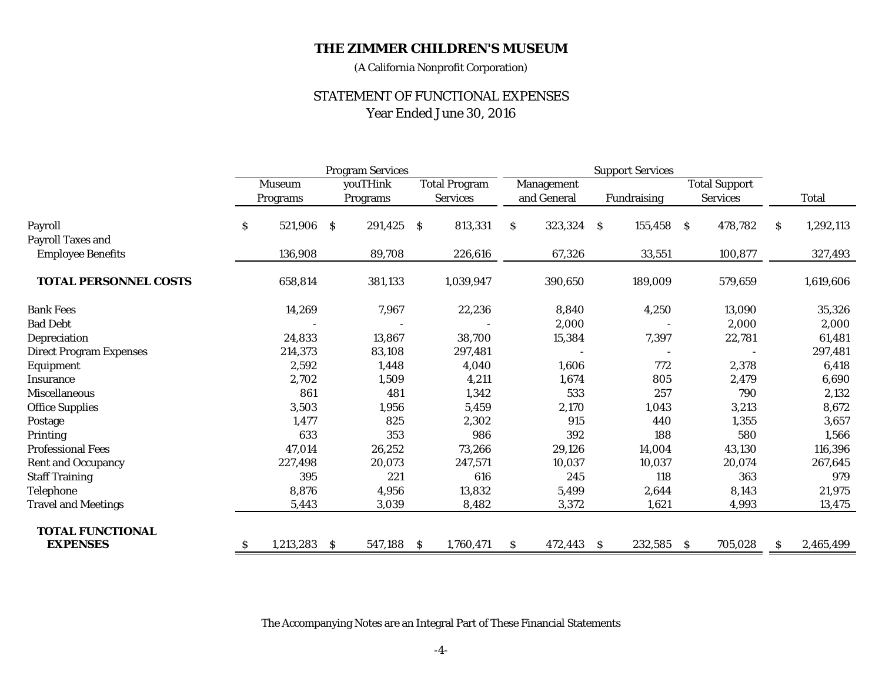# THE ZIMMER CHILDREN'S MUSEUM

(A California Nonprofit Corporation)

## STATEMENT OF FUNCTIONAL EXPENSES

Year Ended June 30, 2016

| | Program Services | | | Support Services | | | |
|---|---|---|---|---|---|---|---|
| | Museum Programs | youTHink Programs | Total Program Services | Management and General | Fundraising | Total Support Services | Total |
| Payroll | $ 521,906 | $ 291,425 | $ 813,331 | $ 323,324 | $ 155,458 | $ 478,782 | $ 1,292,113 |
| Payroll Taxes and Employee Benefits | 136,908 | 89,708 | 226,616 | 67,326 | 33,551 | 100,877 | 327,493 |
| **TOTAL PERSONNEL COSTS** | 658,814 | 381,133 | 1,039,947 | 390,650 | 189,009 | 579,659 | 1,619,606 |
| Bank Fees | 14,269 | 7,967 | 22,236 | 8,840 | 4,250 | 13,090 | 35,326 |
| Bad Debt | - | - | - | 2,000 | - | 2,000 | 2,000 |
| Depreciation | 24,833 | 13,867 | 38,700 | 15,384 | 7,397 | 22,781 | 61,481 |
| Direct Program Expenses | 214,373 | 83,108 | 297,481 | - | - | - | 297,481 |
| Equipment | 2,592 | 1,448 | 4,040 | 1,606 | 772 | 2,378 | 6,418 |
| Insurance | 2,702 | 1,509 | 4,211 | 1,674 | 805 | 2,479 | 6,690 |
| Miscellaneous | 861 | 481 | 1,342 | 533 | 257 | 790 | 2,132 |
| Office Supplies | 3,503 | 1,956 | 5,459 | 2,170 | 1,043 | 3,213 | 8,672 |
| Postage | 1,477 | 825 | 2,302 | 915 | 440 | 1,355 | 3,657 |
| Printing | 633 | 353 | 986 | 392 | 188 | 580 | 1,566 |
| Professional Fees | 47,014 | 26,252 | 73,266 | 29,126 | 14,004 | 43,130 | 116,396 |
| Rent and Occupancy | 227,498 | 20,073 | 247,571 | 10,037 | 10,037 | 20,074 | 267,645 |
| Staff Training | 395 | 221 | 616 | 245 | 118 | 363 | 979 |
| Telephone | 8,876 | 4,956 | 13,832 | 5,499 | 2,644 | 8,143 | 21,975 |
| Travel and Meetings | 5,443 | 3,039 | 8,482 | 3,372 | 1,621 | 4,993 | 13,475 |
| **TOTAL FUNCTIONAL EXPENSES** | $ 1,213,283 | $ 547,188 | $ 1,760,471 | $ 472,443 | $ 232,585 | $ 705,028 | $ 2,465,499 |

The Accompanying Notes are an Integral Part of These Financial Statements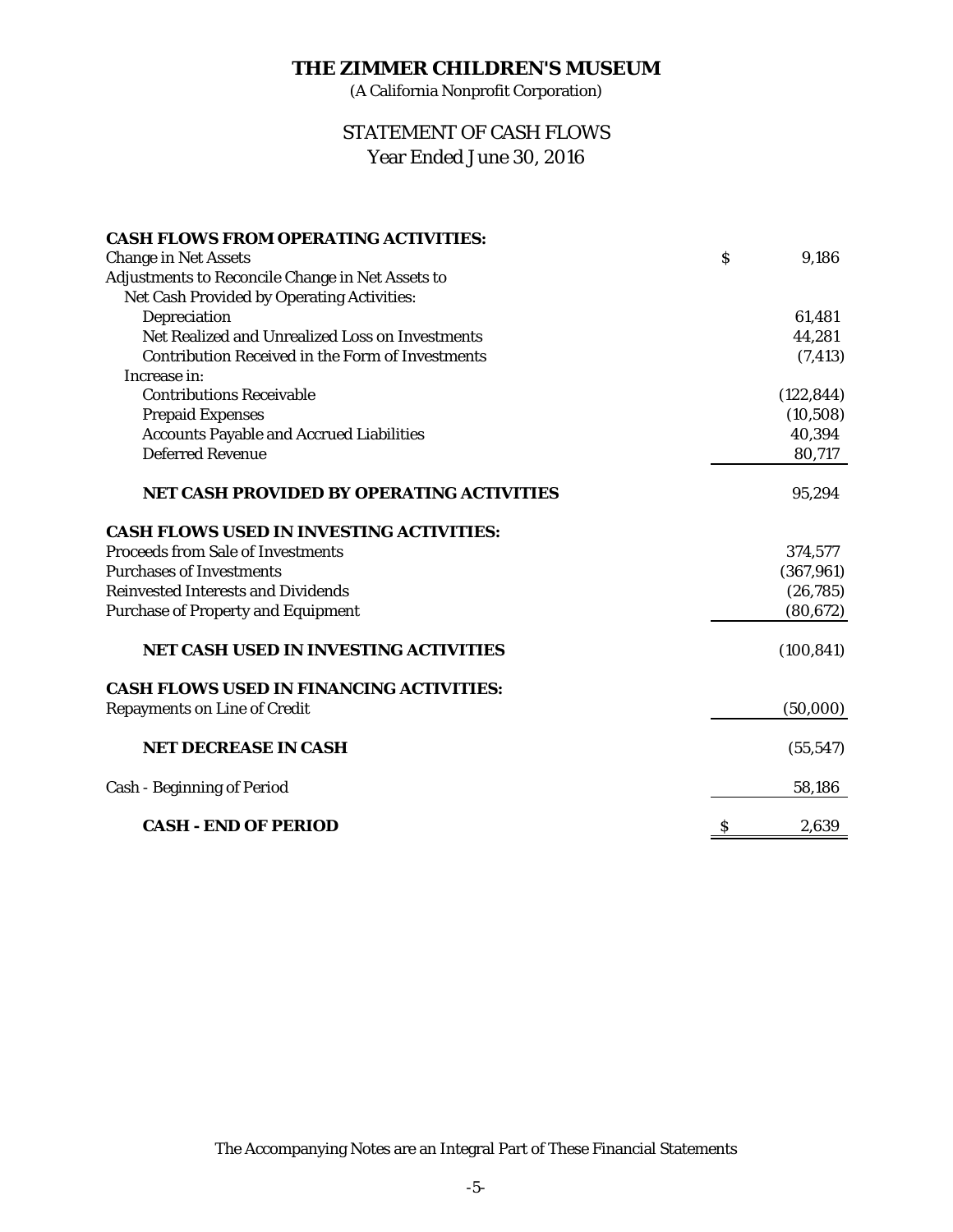# THE ZIMMER CHILDREN'S MUSEUM

(A California Nonprofit Corporation)

## STATEMENT OF CASH FLOWS

Year Ended June 30, 2016

| | |
|---|---|
| **CASH FLOWS FROM OPERATING ACTIVITIES:** | |
| Change in Net Assets | $ 9,186 |
| Adjustments to Reconcile Change in Net Assets to | |
| Net Cash Provided by Operating Activities: | |
| Depreciation | 61,481 |
| Net Realized and Unrealized Loss on Investments | 44,281 |
| Contribution Received in the Form of Investments | (7,413) |
| Increase in: | |
| Contributions Receivable | (122,844) |
| Prepaid Expenses | (10,508) |
| Accounts Payable and Accrued Liabilities | 40,394 |
| Deferred Revenue | 80,717 |
| **NET CASH PROVIDED BY OPERATING ACTIVITIES** | 95,294 |
| **CASH FLOWS USED IN INVESTING ACTIVITIES:** | |
| Proceeds from Sale of Investments | 374,577 |
| Purchases of Investments | (367,961) |
| Reinvested Interests and Dividends | (26,785) |
| Purchase of Property and Equipment | (80,672) |
| **NET CASH USED IN INVESTING ACTIVITIES** | (100,841) |
| **CASH FLOWS USED IN FINANCING ACTIVITIES:** | |
| Repayments on Line of Credit | (50,000) |
| **NET DECREASE IN CASH** | (55,547) |
| Cash - Beginning of Period | 58,186 |
| **CASH - END OF PERIOD** | $ 2,639 |

The Accompanying Notes are an Integral Part of These Financial Statements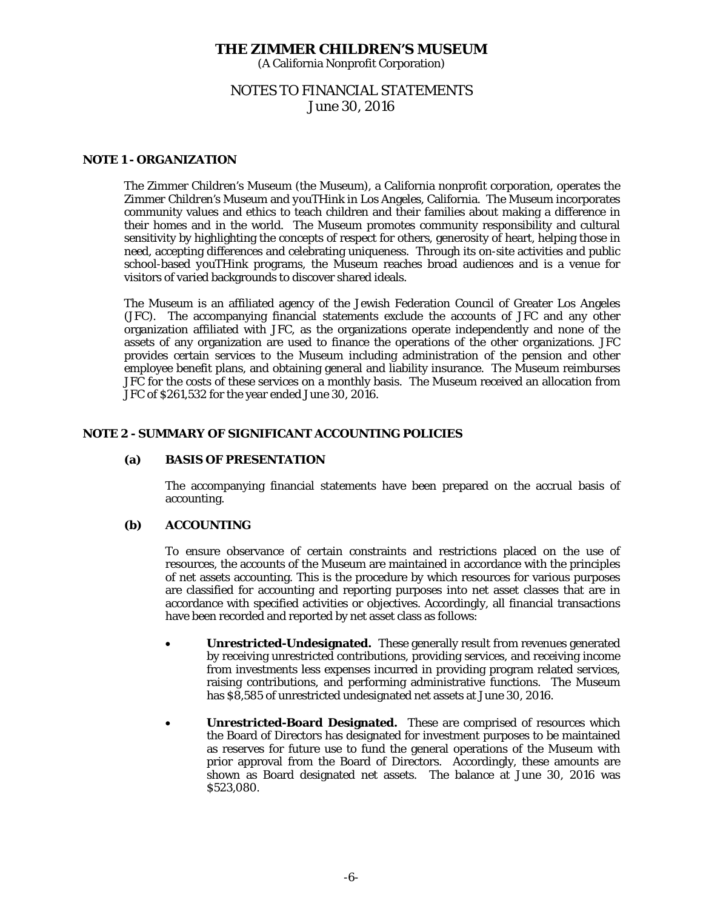# THE ZIMMER CHILDREN'S MUSEUM

(A California Nonprofit Corporation)

NOTES TO FINANCIAL STATEMENTS
June 30, 2016

## NOTE 1 - ORGANIZATION

The Zimmer Children's Museum (the Museum), a California nonprofit corporation, operates the Zimmer Children's Museum and youTHink in Los Angeles, California. The Museum incorporates community values and ethics to teach children and their families about making a difference in their homes and in the world. The Museum promotes community responsibility and cultural sensitivity by highlighting the concepts of respect for others, generosity of heart, helping those in need, accepting differences and celebrating uniqueness. Through its on-site activities and public school-based youTHink programs, the Museum reaches broad audiences and is a venue for visitors of varied backgrounds to discover shared ideals.

The Museum is an affiliated agency of the Jewish Federation Council of Greater Los Angeles (JFC). The accompanying financial statements exclude the accounts of JFC and any other organization affiliated with JFC, as the organizations operate independently and none of the assets of any organization are used to finance the operations of the other organizations. JFC provides certain services to the Museum including administration of the pension and other employee benefit plans, and obtaining general and liability insurance. The Museum reimburses JFC for the costs of these services on a monthly basis. The Museum received an allocation from JFC of $261,532 for the year ended June 30, 2016.

## NOTE 2 - SUMMARY OF SIGNIFICANT ACCOUNTING POLICIES

### (a) BASIS OF PRESENTATION

The accompanying financial statements have been prepared on the accrual basis of accounting.

### (b) ACCOUNTING

To ensure observance of certain constraints and restrictions placed on the use of resources, the accounts of the Museum are maintained in accordance with the principles of net assets accounting. This is the procedure by which resources for various purposes are classified for accounting and reporting purposes into net asset classes that are in accordance with specified activities or objectives. Accordingly, all financial transactions have been recorded and reported by net asset class as follows:

- **Unrestricted-Undesignated.** These generally result from revenues generated by receiving unrestricted contributions, providing services, and receiving income from investments less expenses incurred in providing program related services, raising contributions, and performing administrative functions. The Museum has $8,585 of unrestricted undesignated net assets at June 30, 2016.

- **Unrestricted-Board Designated.** These are comprised of resources which the Board of Directors has designated for investment purposes to be maintained as reserves for future use to fund the general operations of the Museum with prior approval from the Board of Directors. Accordingly, these amounts are shown as Board designated net assets. The balance at June 30, 2016 was $523,080.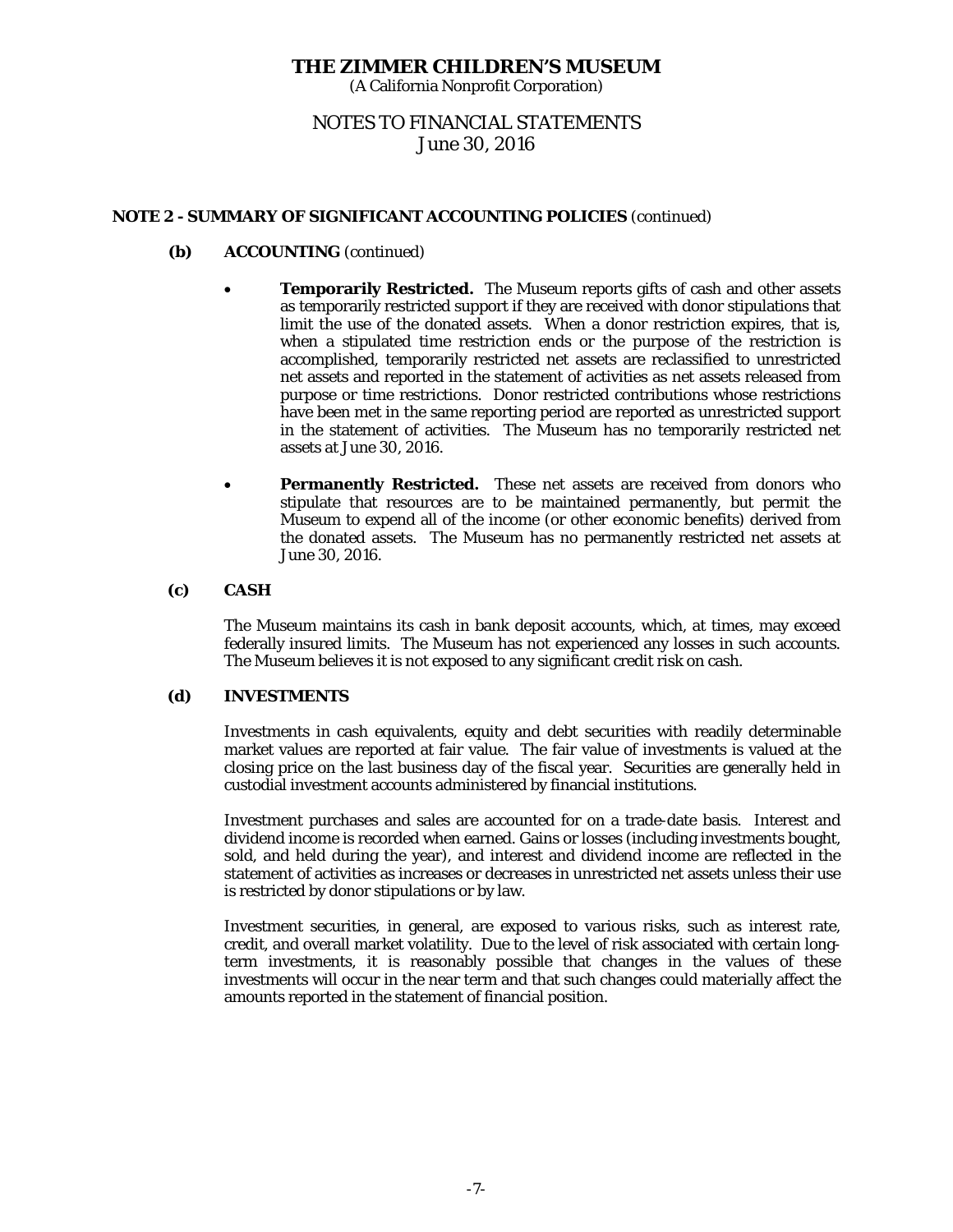# THE ZIMMER CHILDREN'S MUSEUM

(A California Nonprofit Corporation)

## NOTES TO FINANCIAL STATEMENTS
June 30, 2016

### NOTE 2 - SUMMARY OF SIGNIFICANT ACCOUNTING POLICIES (continued)

**(b) ACCOUNTING** (continued)

- **Temporarily Restricted.** The Museum reports gifts of cash and other assets as temporarily restricted support if they are received with donor stipulations that limit the use of the donated assets. When a donor restriction expires, that is, when a stipulated time restriction ends or the purpose of the restriction is accomplished, temporarily restricted net assets are reclassified to unrestricted net assets and reported in the statement of activities as net assets released from purpose or time restrictions. Donor restricted contributions whose restrictions have been met in the same reporting period are reported as unrestricted support in the statement of activities. The Museum has no temporarily restricted net assets at June 30, 2016.

- **Permanently Restricted.** These net assets are received from donors who stipulate that resources are to be maintained permanently, but permit the Museum to expend all of the income (or other economic benefits) derived from the donated assets. The Museum has no permanently restricted net assets at June 30, 2016.

**(c) CASH**

The Museum maintains its cash in bank deposit accounts, which, at times, may exceed federally insured limits. The Museum has not experienced any losses in such accounts. The Museum believes it is not exposed to any significant credit risk on cash.

**(d) INVESTMENTS**

Investments in cash equivalents, equity and debt securities with readily determinable market values are reported at fair value. The fair value of investments is valued at the closing price on the last business day of the fiscal year. Securities are generally held in custodial investment accounts administered by financial institutions.

Investment purchases and sales are accounted for on a trade-date basis. Interest and dividend income is recorded when earned. Gains or losses (including investments bought, sold, and held during the year), and interest and dividend income are reflected in the statement of activities as increases or decreases in unrestricted net assets unless their use is restricted by donor stipulations or by law.

Investment securities, in general, are exposed to various risks, such as interest rate, credit, and overall market volatility. Due to the level of risk associated with certain long-term investments, it is reasonably possible that changes in the values of these investments will occur in the near term and that such changes could materially affect the amounts reported in the statement of financial position.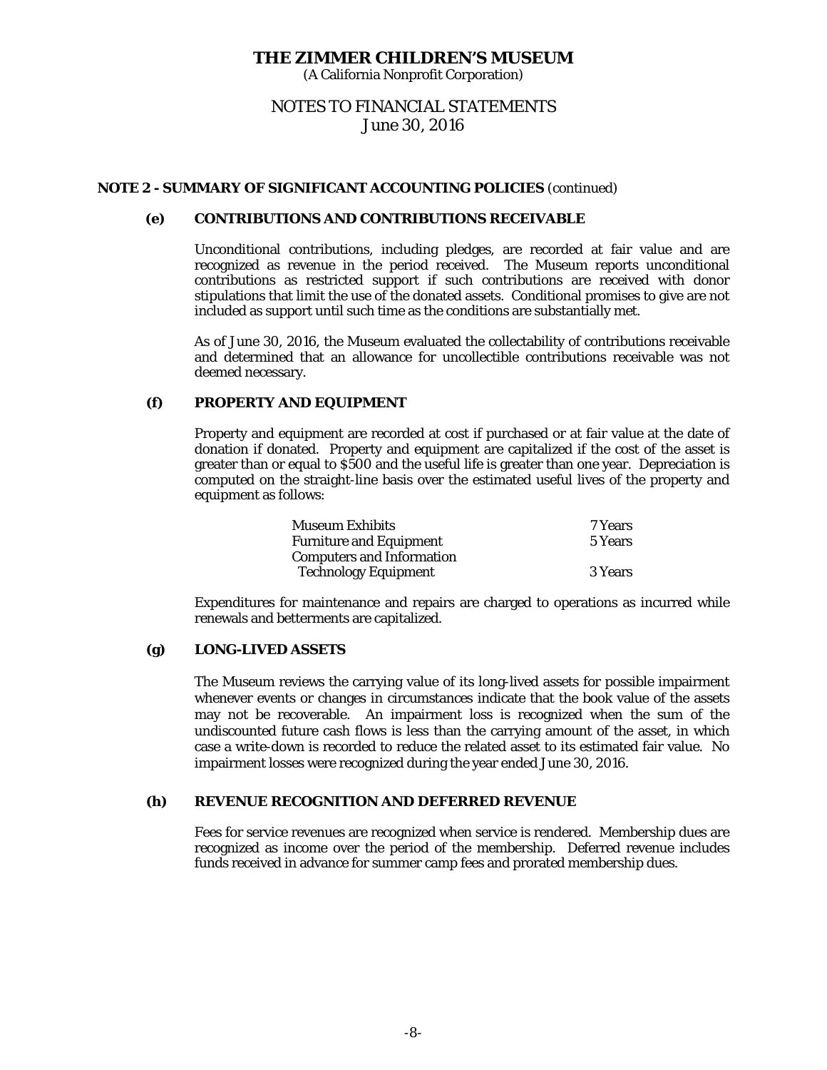# THE ZIMMER CHILDREN'S MUSEUM

(A California Nonprofit Corporation)

## NOTES TO FINANCIAL STATEMENTS
June 30, 2016

### NOTE 2 - SUMMARY OF SIGNIFICANT ACCOUNTING POLICIES (continued)

#### (e) CONTRIBUTIONS AND CONTRIBUTIONS RECEIVABLE

Unconditional contributions, including pledges, are recorded at fair value and are recognized as revenue in the period received. The Museum reports unconditional contributions as restricted support if such contributions are received with donor stipulations that limit the use of the donated assets. Conditional promises to give are not included as support until such time as the conditions are substantially met.

As of June 30, 2016, the Museum evaluated the collectability of contributions receivable and determined that an allowance for uncollectible contributions receivable was not deemed necessary.

#### (f) PROPERTY AND EQUIPMENT

Property and equipment are recorded at cost if purchased or at fair value at the date of donation if donated. Property and equipment are capitalized if the cost of the asset is greater than or equal to $500 and the useful life is greater than one year. Depreciation is computed on the straight-line basis over the estimated useful lives of the property and equipment as follows:

| | |
|---|---|
| Museum Exhibits | 7 Years |
| Furniture and Equipment | 5 Years |
| Computers and Information Technology Equipment | 3 Years |

Expenditures for maintenance and repairs are charged to operations as incurred while renewals and betterments are capitalized.

#### (g) LONG-LIVED ASSETS

The Museum reviews the carrying value of its long-lived assets for possible impairment whenever events or changes in circumstances indicate that the book value of the assets may not be recoverable. An impairment loss is recognized when the sum of the undiscounted future cash flows is less than the carrying amount of the asset, in which case a write-down is recorded to reduce the related asset to its estimated fair value. No impairment losses were recognized during the year ended June 30, 2016.

#### (h) REVENUE RECOGNITION AND DEFERRED REVENUE

Fees for service revenues are recognized when service is rendered. Membership dues are recognized as income over the period of the membership. Deferred revenue includes funds received in advance for summer camp fees and prorated membership dues.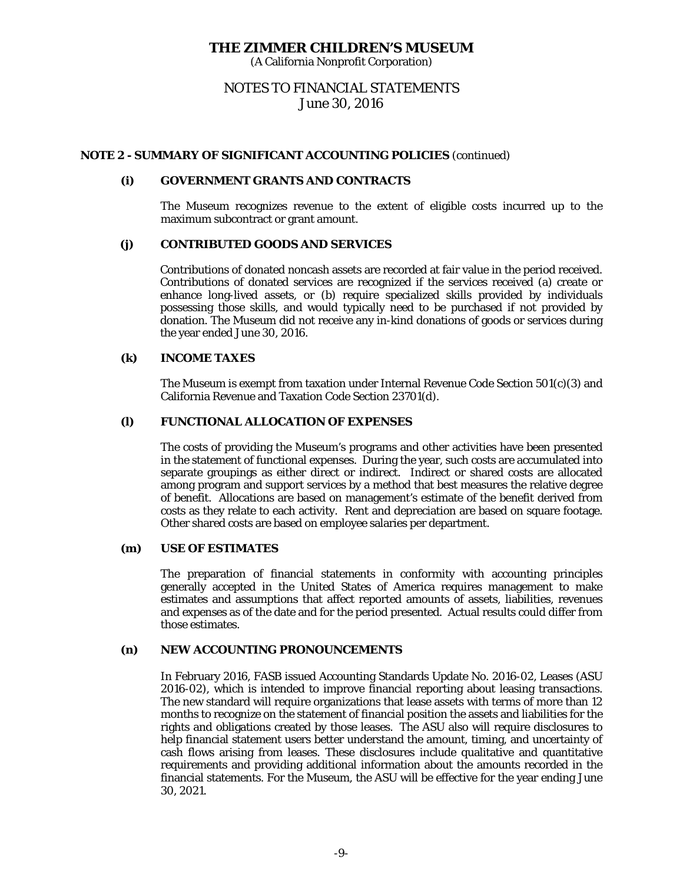# THE ZIMMER CHILDREN'S MUSEUM

(A California Nonprofit Corporation)

NOTES TO FINANCIAL STATEMENTS
June 30, 2016

## NOTE 2 - SUMMARY OF SIGNIFICANT ACCOUNTING POLICIES (continued)

### (i) GOVERNMENT GRANTS AND CONTRACTS

The Museum recognizes revenue to the extent of eligible costs incurred up to the maximum subcontract or grant amount.

### (j) CONTRIBUTED GOODS AND SERVICES

Contributions of donated noncash assets are recorded at fair value in the period received. Contributions of donated services are recognized if the services received (a) create or enhance long-lived assets, or (b) require specialized skills provided by individuals possessing those skills, and would typically need to be purchased if not provided by donation. The Museum did not receive any in-kind donations of goods or services during the year ended June 30, 2016.

### (k) INCOME TAXES

The Museum is exempt from taxation under Internal Revenue Code Section 501(c)(3) and California Revenue and Taxation Code Section 23701(d).

### (l) FUNCTIONAL ALLOCATION OF EXPENSES

The costs of providing the Museum's programs and other activities have been presented in the statement of functional expenses. During the year, such costs are accumulated into separate groupings as either direct or indirect. Indirect or shared costs are allocated among program and support services by a method that best measures the relative degree of benefit. Allocations are based on management's estimate of the benefit derived from costs as they relate to each activity. Rent and depreciation are based on square footage. Other shared costs are based on employee salaries per department.

### (m) USE OF ESTIMATES

The preparation of financial statements in conformity with accounting principles generally accepted in the United States of America requires management to make estimates and assumptions that affect reported amounts of assets, liabilities, revenues and expenses as of the date and for the period presented. Actual results could differ from those estimates.

### (n) NEW ACCOUNTING PRONOUNCEMENTS

In February 2016, FASB issued Accounting Standards Update No. 2016-02, Leases (ASU 2016-02), which is intended to improve financial reporting about leasing transactions. The new standard will require organizations that lease assets with terms of more than 12 months to recognize on the statement of financial position the assets and liabilities for the rights and obligations created by those leases. The ASU also will require disclosures to help financial statement users better understand the amount, timing, and uncertainty of cash flows arising from leases. These disclosures include qualitative and quantitative requirements and providing additional information about the amounts recorded in the financial statements. For the Museum, the ASU will be effective for the year ending June 30, 2021.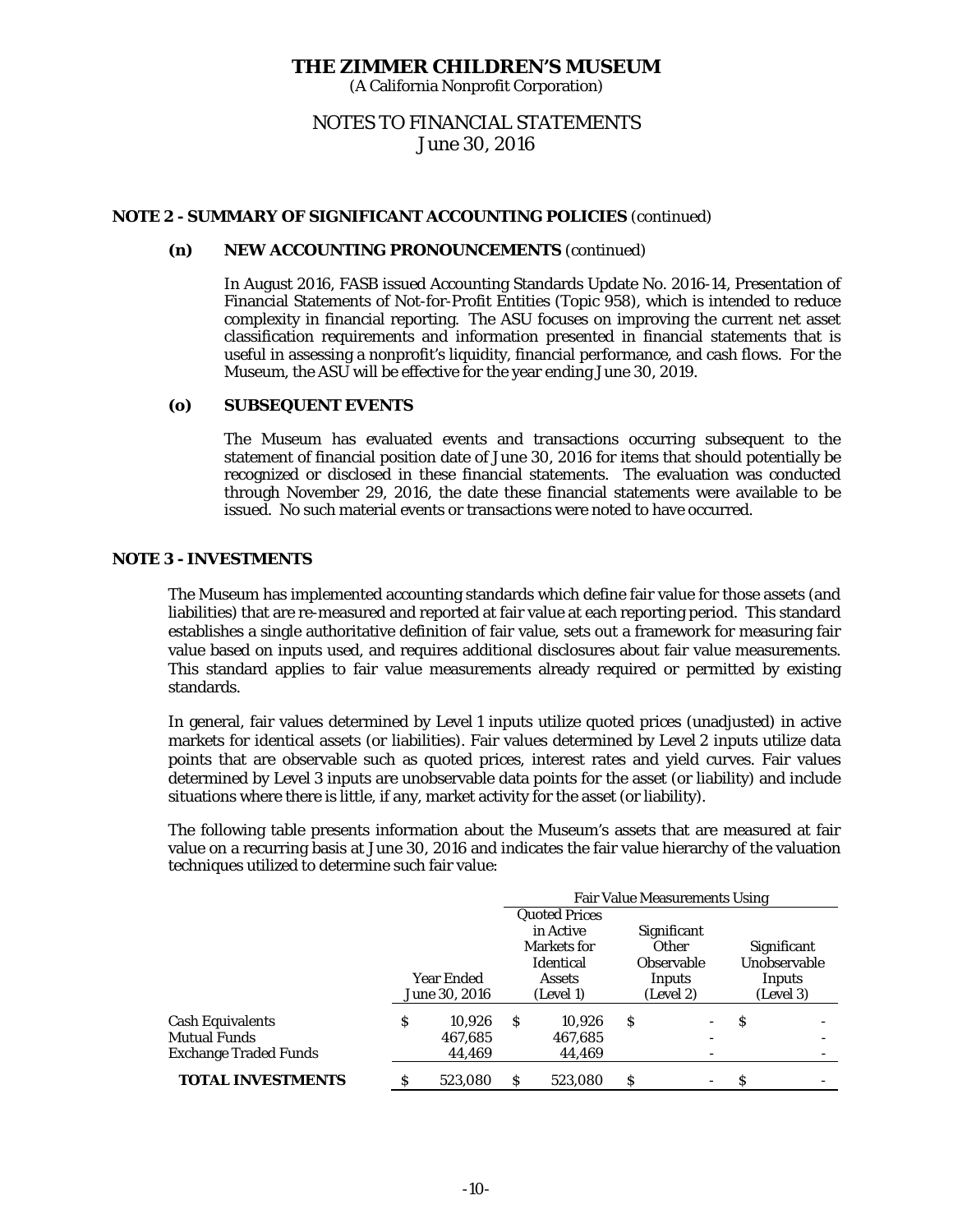**THE ZIMMER CHILDREN'S MUSEUM**
(A California Nonprofit Corporation)

NOTES TO FINANCIAL STATEMENTS
June 30, 2016

**NOTE 2 - SUMMARY OF SIGNIFICANT ACCOUNTING POLICIES** (continued)

**(n) NEW ACCOUNTING PRONOUNCEMENTS** (continued)

In August 2016, FASB issued Accounting Standards Update No. 2016-14, Presentation of Financial Statements of Not-for-Profit Entities (Topic 958), which is intended to reduce complexity in financial reporting. The ASU focuses on improving the current net asset classification requirements and information presented in financial statements that is useful in assessing a nonprofit's liquidity, financial performance, and cash flows. For the Museum, the ASU will be effective for the year ending June 30, 2019.

**(o) SUBSEQUENT EVENTS**

The Museum has evaluated events and transactions occurring subsequent to the statement of financial position date of June 30, 2016 for items that should potentially be recognized or disclosed in these financial statements. The evaluation was conducted through November 29, 2016, the date these financial statements were available to be issued. No such material events or transactions were noted to have occurred.

**NOTE 3 - INVESTMENTS**

The Museum has implemented accounting standards which define fair value for those assets (and liabilities) that are re-measured and reported at fair value at each reporting period. This standard establishes a single authoritative definition of fair value, sets out a framework for measuring fair value based on inputs used, and requires additional disclosures about fair value measurements. This standard applies to fair value measurements already required or permitted by existing standards.

In general, fair values determined by Level 1 inputs utilize quoted prices (unadjusted) in active markets for identical assets (or liabilities). Fair values determined by Level 2 inputs utilize data points that are observable such as quoted prices, interest rates and yield curves. Fair values determined by Level 3 inputs are unobservable data points for the asset (or liability) and include situations where there is little, if any, market activity for the asset (or liability).

The following table presents information about the Museum's assets that are measured at fair value on a recurring basis at June 30, 2016 and indicates the fair value hierarchy of the valuation techniques utilized to determine such fair value:

| | | Fair Value Measurements Using | | |
|---|---|---|---|---|
| | Year Ended June 30, 2016 | Quoted Prices in Active Markets for Identical Assets (Level 1) | Significant Other Observable Inputs (Level 2) | Significant Unobservable Inputs (Level 3) |
| Cash Equivalents | $ 10,926 | $ 10,926 | $ - | $ - |
| Mutual Funds | 467,685 | 467,685 | - | - |
| Exchange Traded Funds | 44,469 | 44,469 | - | - |
| **TOTAL INVESTMENTS** | $ 523,080 | $ 523,080 | $ - | $ - |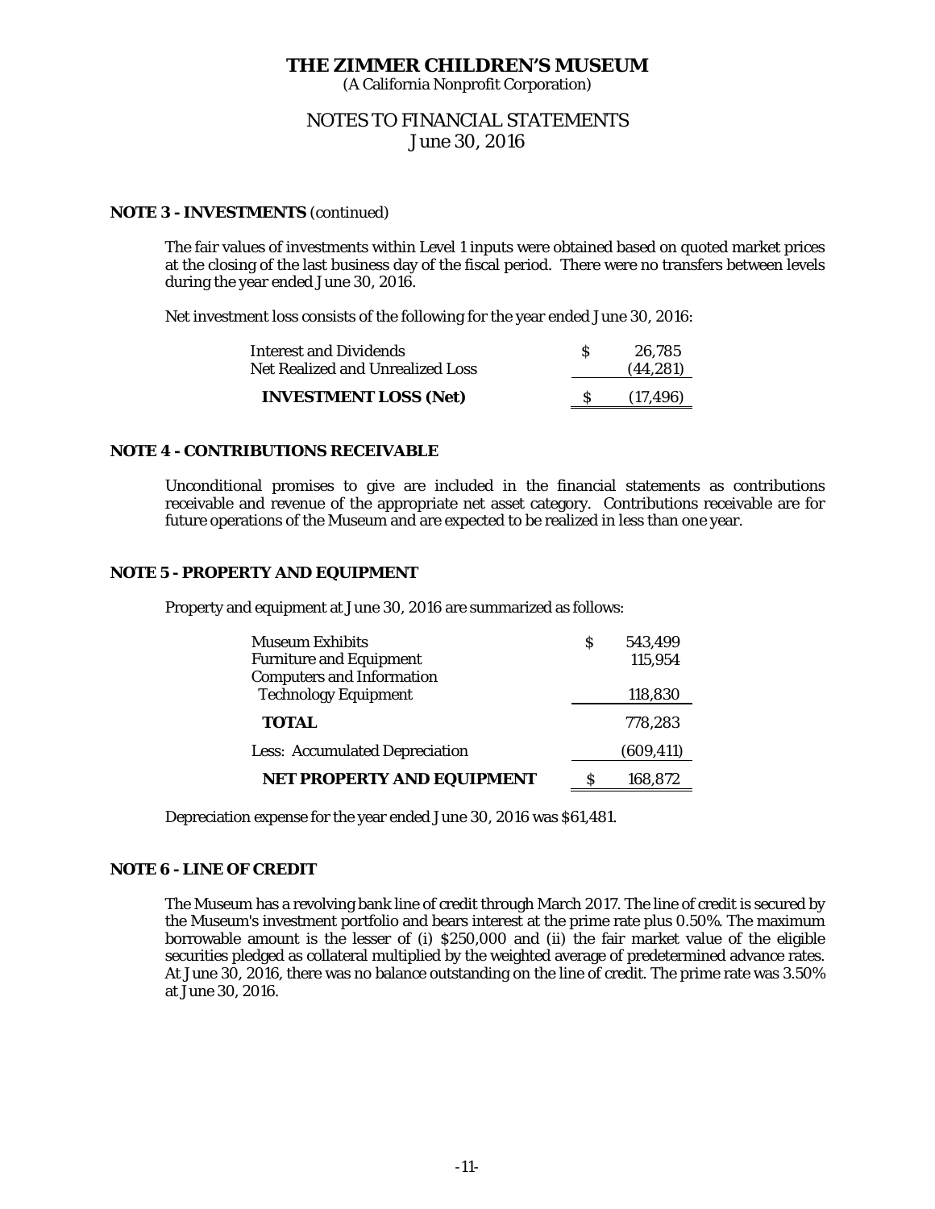# THE ZIMMER CHILDREN'S MUSEUM

(A California Nonprofit Corporation)

## NOTES TO FINANCIAL STATEMENTS

June 30, 2016

### NOTE 3 - INVESTMENTS (continued)

The fair values of investments within Level 1 inputs were obtained based on quoted market prices at the closing of the last business day of the fiscal period. There were no transfers between levels during the year ended June 30, 2016.

Net investment loss consists of the following for the year ended June 30, 2016:

| | | |
|---|---|---|
| Interest and Dividends | $ | 26,785 |
| Net Realized and Unrealized Loss | | (44,281) |
| **INVESTMENT LOSS (Net)** | $ | (17,496) |

### NOTE 4 - CONTRIBUTIONS RECEIVABLE

Unconditional promises to give are included in the financial statements as contributions receivable and revenue of the appropriate net asset category. Contributions receivable are for future operations of the Museum and are expected to be realized in less than one year.

### NOTE 5 - PROPERTY AND EQUIPMENT

Property and equipment at June 30, 2016 are summarized as follows:

| | | |
|---|---|---|
| Museum Exhibits | $ | 543,499 |
| Furniture and Equipment | | 115,954 |
| Computers and Information Technology Equipment | | 118,830 |
| **TOTAL** | | 778,283 |
| Less: Accumulated Depreciation | | (609,411) |
| **NET PROPERTY AND EQUIPMENT** | $ | 168,872 |

Depreciation expense for the year ended June 30, 2016 was $61,481.

### NOTE 6 - LINE OF CREDIT

The Museum has a revolving bank line of credit through March 2017. The line of credit is secured by the Museum's investment portfolio and bears interest at the prime rate plus 0.50%. The maximum borrowable amount is the lesser of (i) $250,000 and (ii) the fair market value of the eligible securities pledged as collateral multiplied by the weighted average of predetermined advance rates. At June 30, 2016, there was no balance outstanding on the line of credit. The prime rate was 3.50% at June 30, 2016.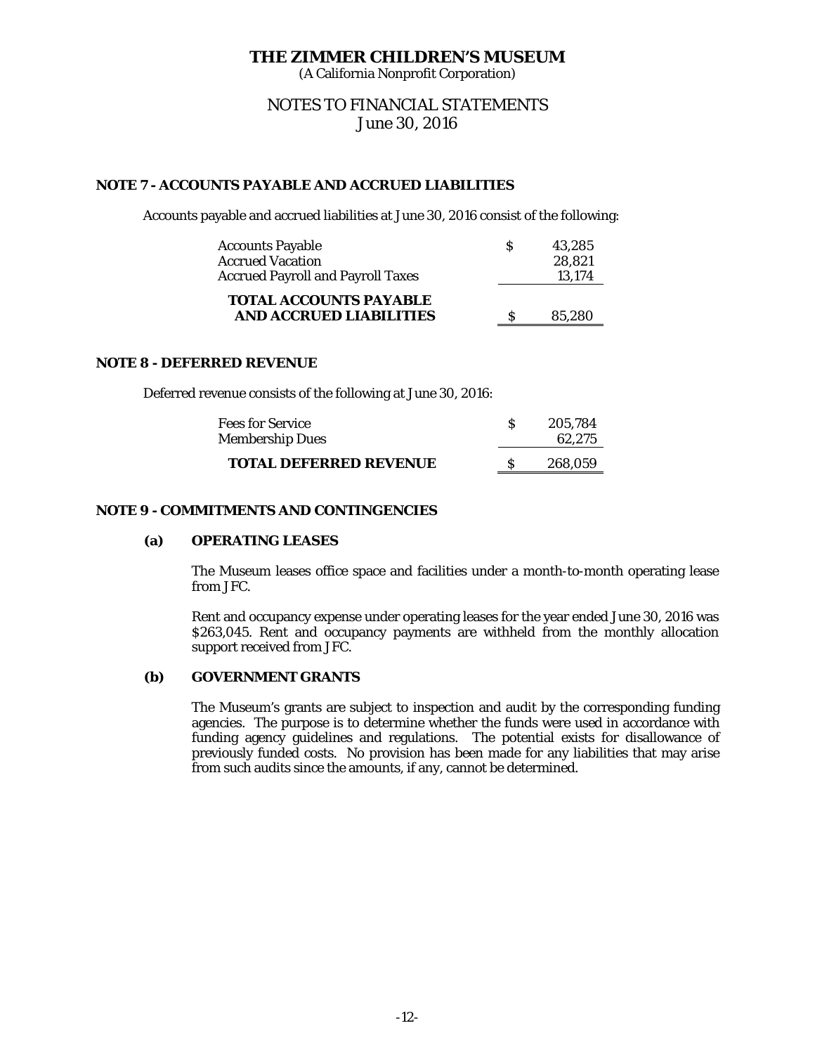# THE ZIMMER CHILDREN'S MUSEUM

(A California Nonprofit Corporation)

NOTES TO FINANCIAL STATEMENTS

June 30, 2016

## NOTE 7 - ACCOUNTS PAYABLE AND ACCRUED LIABILITIES

Accounts payable and accrued liabilities at June 30, 2016 consist of the following:

| | | |
|---|---|---|
| Accounts Payable | $ | 43,285 |
| Accrued Vacation | | 28,821 |
| Accrued Payroll and Payroll Taxes | | 13,174 |
| **TOTAL ACCOUNTS PAYABLE AND ACCRUED LIABILITIES** | $ | 85,280 |

## NOTE 8 - DEFERRED REVENUE

Deferred revenue consists of the following at June 30, 2016:

| | | |
|---|---|---|
| Fees for Service | $ | 205,784 |
| Membership Dues | | 62,275 |
| **TOTAL DEFERRED REVENUE** | $ | 268,059 |

## NOTE 9 - COMMITMENTS AND CONTINGENCIES

### (a) OPERATING LEASES

The Museum leases office space and facilities under a month-to-month operating lease from JFC.

Rent and occupancy expense under operating leases for the year ended June 30, 2016 was $263,045. Rent and occupancy payments are withheld from the monthly allocation support received from JFC.

### (b) GOVERNMENT GRANTS

The Museum's grants are subject to inspection and audit by the corresponding funding agencies. The purpose is to determine whether the funds were used in accordance with funding agency guidelines and regulations. The potential exists for disallowance of previously funded costs. No provision has been made for any liabilities that may arise from such audits since the amounts, if any, cannot be determined.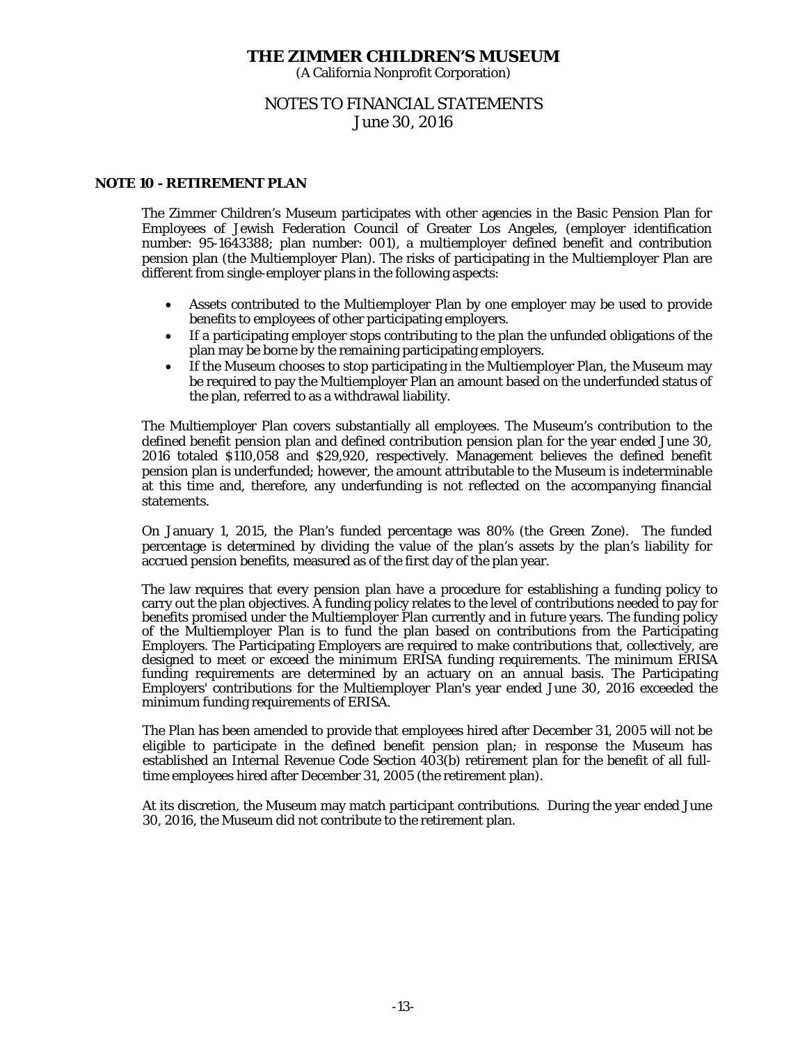# THE ZIMMER CHILDREN'S MUSEUM

(A California Nonprofit Corporation)

## NOTES TO FINANCIAL STATEMENTS
June 30, 2016

### NOTE 10 - RETIREMENT PLAN

The Zimmer Children's Museum participates with other agencies in the Basic Pension Plan for Employees of Jewish Federation Council of Greater Los Angeles, (employer identification number: 95-1643388; plan number: 001), a multiemployer defined benefit and contribution pension plan (the Multiemployer Plan). The risks of participating in the Multiemployer Plan are different from single-employer plans in the following aspects:

- Assets contributed to the Multiemployer Plan by one employer may be used to provide benefits to employees of other participating employers.
- If a participating employer stops contributing to the plan the unfunded obligations of the plan may be borne by the remaining participating employers.
- If the Museum chooses to stop participating in the Multiemployer Plan, the Museum may be required to pay the Multiemployer Plan an amount based on the underfunded status of the plan, referred to as a withdrawal liability.

The Multiemployer Plan covers substantially all employees. The Museum's contribution to the defined benefit pension plan and defined contribution pension plan for the year ended June 30, 2016 totaled $110,058 and $29,920, respectively. Management believes the defined benefit pension plan is underfunded; however, the amount attributable to the Museum is indeterminable at this time and, therefore, any underfunding is not reflected on the accompanying financial statements.

On January 1, 2015, the Plan's funded percentage was 80% (the Green Zone). The funded percentage is determined by dividing the value of the plan's assets by the plan's liability for accrued pension benefits, measured as of the first day of the plan year.

The law requires that every pension plan have a procedure for establishing a funding policy to carry out the plan objectives. A funding policy relates to the level of contributions needed to pay for benefits promised under the Multiemployer Plan currently and in future years. The funding policy of the Multiemployer Plan is to fund the plan based on contributions from the Participating Employers. The Participating Employers are required to make contributions that, collectively, are designed to meet or exceed the minimum ERISA funding requirements. The minimum ERISA funding requirements are determined by an actuary on an annual basis. The Participating Employers' contributions for the Multiemployer Plan's year ended June 30, 2016 exceeded the minimum funding requirements of ERISA.

The Plan has been amended to provide that employees hired after December 31, 2005 will not be eligible to participate in the defined benefit pension plan; in response the Museum has established an Internal Revenue Code Section 403(b) retirement plan for the benefit of all full-time employees hired after December 31, 2005 (the retirement plan).

At its discretion, the Museum may match participant contributions. During the year ended June 30, 2016, the Museum did not contribute to the retirement plan.